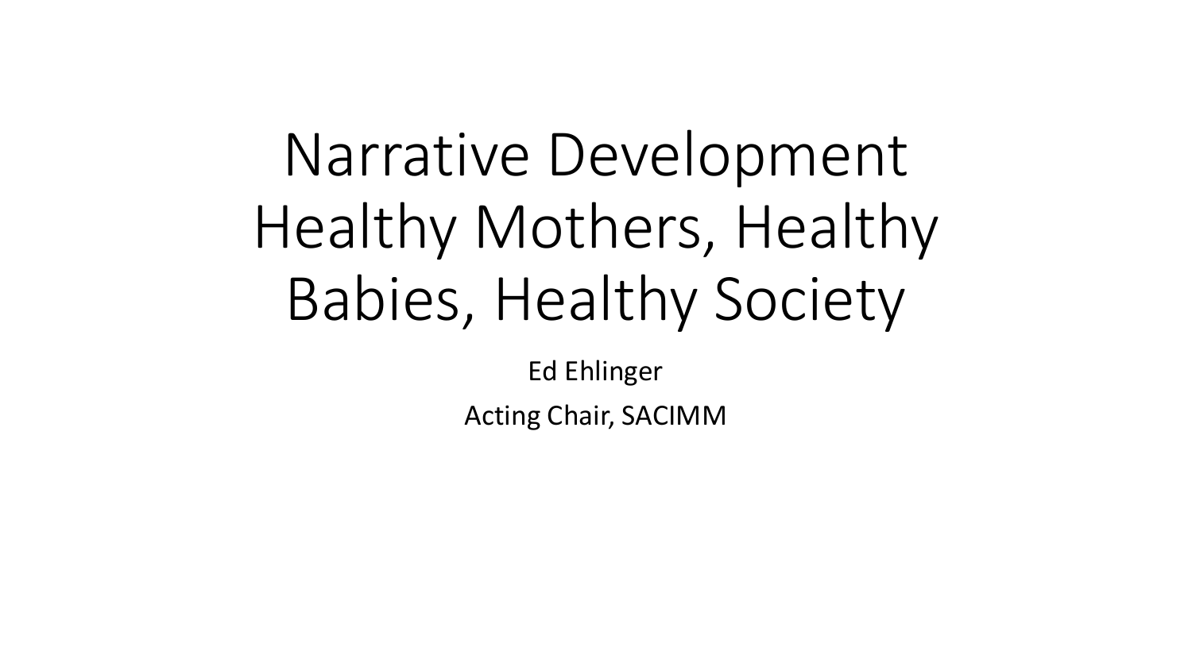# Narrative Development Healthy Mothers, Healthy Babies, Healthy Society

Ed Ehlinger

Acting Chair, SACIMM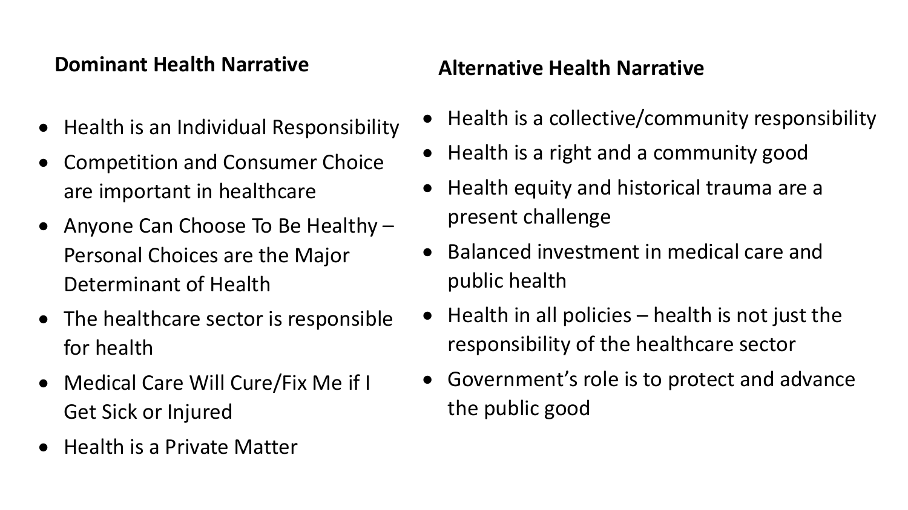## Dominant Health Narrative

- Health is an Individual Responsibility
- Competition and Consumer Choice are important in healthcare
- Anyone Can Choose To Be Healthy – Personal Choices are the Major Determinant of Health
- The healthcare sector is responsible for health
- Medical Care Will Cure/Fix Me if I Get Sick or Injured
- Health is a Private Matter

## Alternative Health Narrative

- Health is a collective/community responsibility
- Health is a right and a community good
- Health equity and historical trauma are a present challenge
- Balanced investment in medical care and public health
- Health in all policies – health is not just the responsibility of the healthcare sector
- Government's role is to protect and advance the public good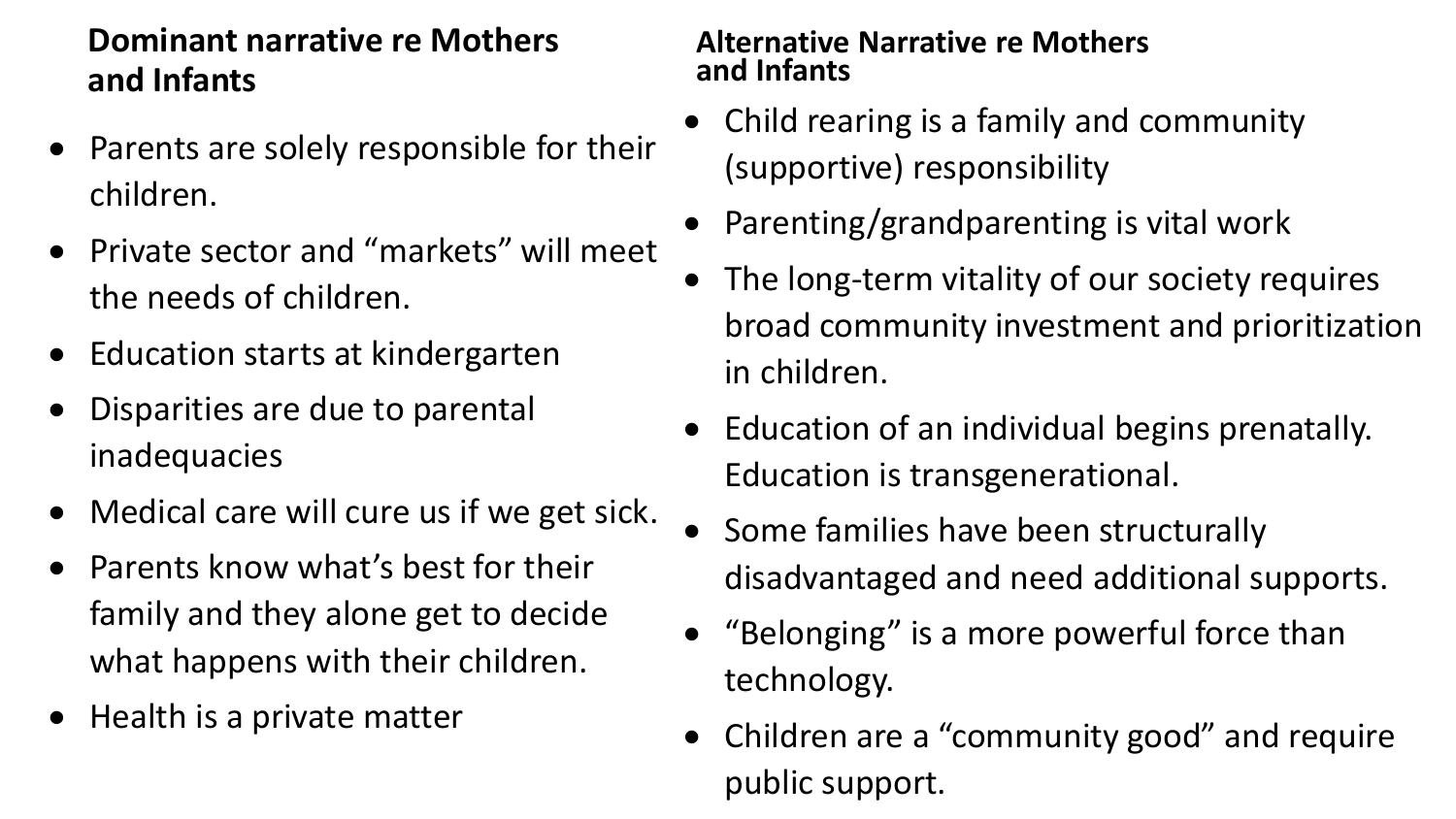## Dominant narrative re Mothers and Infants

- Parents are solely responsible for their children.
- Private sector and "markets" will meet the needs of children.
- Education starts at kindergarten
- Disparities are due to parental inadequacies
- Medical care will cure us if we get sick.
- Parents know what's best for their family and they alone get to decide what happens with their children.
- Health is a private matter

## Alternative Narrative re Mothers and Infants

- Child rearing is a family and community (supportive) responsibility
- Parenting/grandparenting is vital work
- The long-term vitality of our society requires broad community investment and prioritization in children.
- Education of an individual begins prenatally. Education is transgenerational.
- Some families have been structurally disadvantaged and need additional supports.
- "Belonging" is a more powerful force than technology.
- Children are a "community good" and require public support.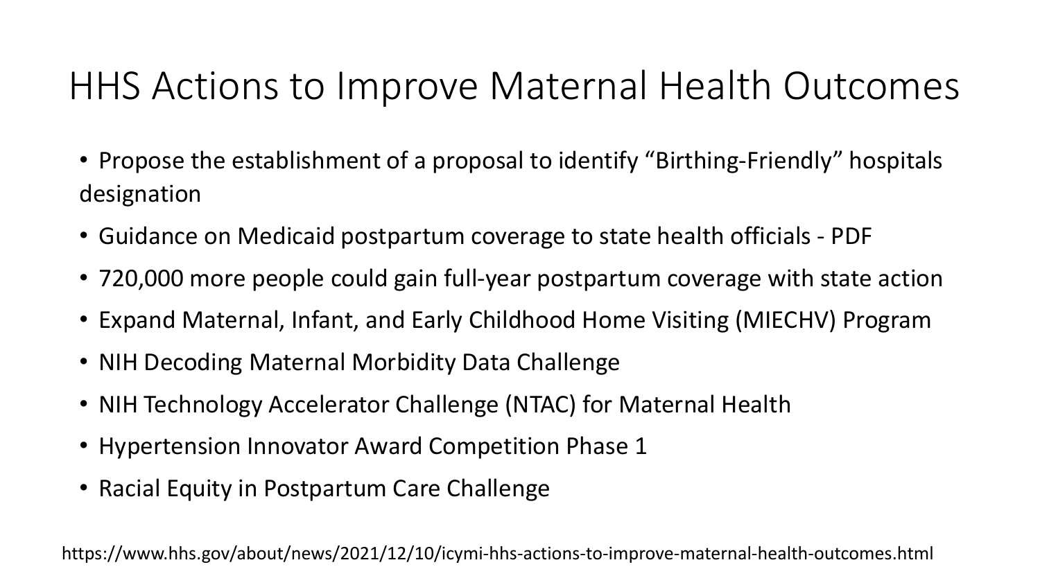# HHS Actions to Improve Maternal Health Outcomes

- Propose the establishment of a proposal to identify "Birthing-Friendly" hospitals designation
- Guidance on Medicaid postpartum coverage to state health officials - PDF
- 720,000 more people could gain full-year postpartum coverage with state action
- Expand Maternal, Infant, and Early Childhood Home Visiting (MIECHV) Program
- NIH Decoding Maternal Morbidity Data Challenge
- NIH Technology Accelerator Challenge (NTAC) for Maternal Health
- Hypertension Innovator Award Competition Phase 1
- Racial Equity in Postpartum Care Challenge

https://www.hhs.gov/about/news/2021/12/10/icymi-hhs-actions-to-improve-maternal-health-outcomes.html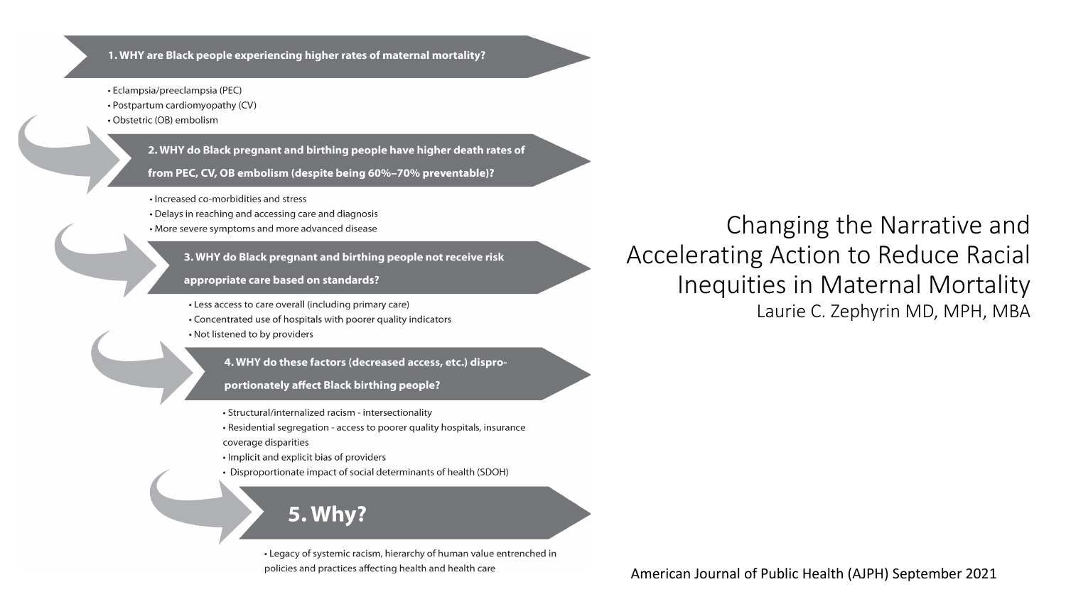# Changing the Narrative and Accelerating Action to Reduce Racial Inequities in Maternal Mortality

Laurie C. Zephyrin MD, MPH, MBA

**1. WHY are Black people experiencing higher rates of maternal mortality?**

- Eclampsia/preeclampsia (PEC)
- Postpartum cardiomyopathy (CV)
- Obstetric (OB) embolism

**2. WHY do Black pregnant and birthing people have higher death rates of from PEC, CV, OB embolism (despite being 60%–70% preventable)?**

- Increased co-morbidities and stress
- Delays in reaching and accessing care and diagnosis
- More severe symptoms and more advanced disease

**3. WHY do Black pregnant and birthing people not receive risk appropriate care based on standards?**

- Less access to care overall (including primary care)
- Concentrated use of hospitals with poorer quality indicators
- Not listened to by providers

**4. WHY do these factors (decreased access, etc.) dispro-portionately affect Black birthing people?**

- Structural/internalized racism - intersectionality
- Residential segregation - access to poorer quality hospitals, insurance coverage disparities
- Implicit and explicit bias of providers
- Disproportionate impact of social determinants of health (SDOH)

**5. Why?**

- Legacy of systemic racism, hierarchy of human value entrenched in policies and practices affecting health and health care

American Journal of Public Health (AJPH) September 2021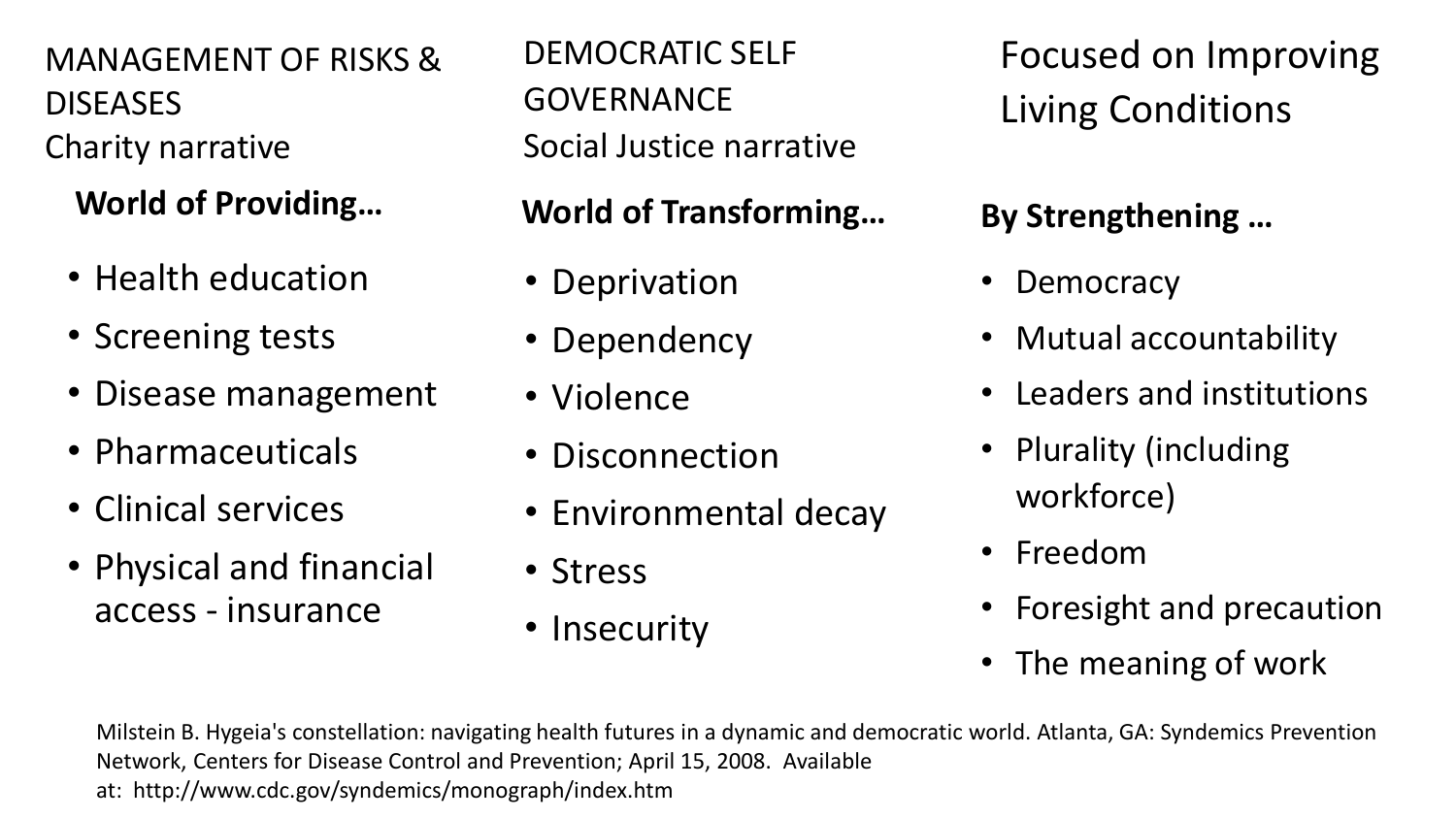MANAGEMENT OF RISKS & DISEASES
Charity narrative

**World of Providing…**

- Health education
- Screening tests
- Disease management
- Pharmaceuticals
- Clinical services
- Physical and financial access - insurance

DEMOCRATIC SELF GOVERNANCE
Social Justice narrative

**World of Transforming…**

- Deprivation
- Dependency
- Violence
- Disconnection
- Environmental decay
- Stress
- Insecurity

Focused on Improving Living Conditions

**By Strengthening …**

- Democracy
- Mutual accountability
- Leaders and institutions
- Plurality (including workforce)
- Freedom
- Foresight and precaution
- The meaning of work

Milstein B. Hygeia's constellation: navigating health futures in a dynamic and democratic world. Atlanta, GA: Syndemics Prevention Network, Centers for Disease Control and Prevention; April 15, 2008. Available at: http://www.cdc.gov/syndemics/monograph/index.htm